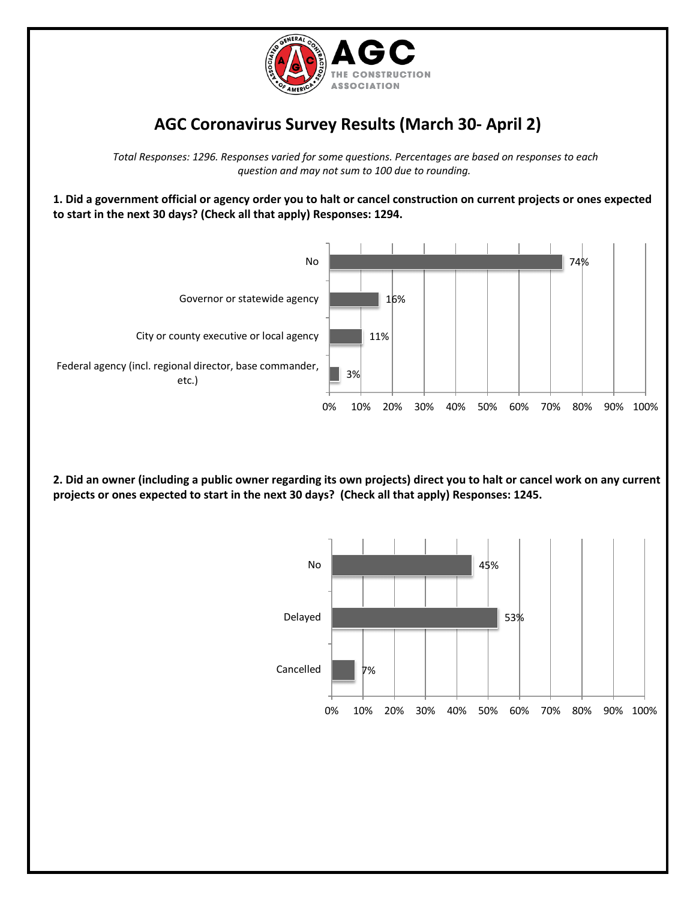AGC
THE CONSTRUCTION ASSOCIATION

# AGC Coronavirus Survey Results (March 30- April 2)

*Total Responses: 1296. Responses varied for some questions. Percentages are based on responses to each question and may not sum to 100 due to rounding.*

**1. Did a government official or agency order you to halt or cancel construction on current projects or ones expected to start in the next 30 days? (Check all that apply) Responses: 1294.**

| Response | Percentage |
|---|---|
| No | 74% |
| Governor or statewide agency | 16% |
| City or county executive or local agency | 11% |
| Federal agency (incl. regional director, base commander, etc.) | 3% |

**2. Did an owner (including a public owner regarding its own projects) direct you to halt or cancel work on any current projects or ones expected to start in the next 30 days? (Check all that apply) Responses: 1245.**

| Response | Percentage |
|---|---|
| No | 45% |
| Delayed | 53% |
| Cancelled | 7% |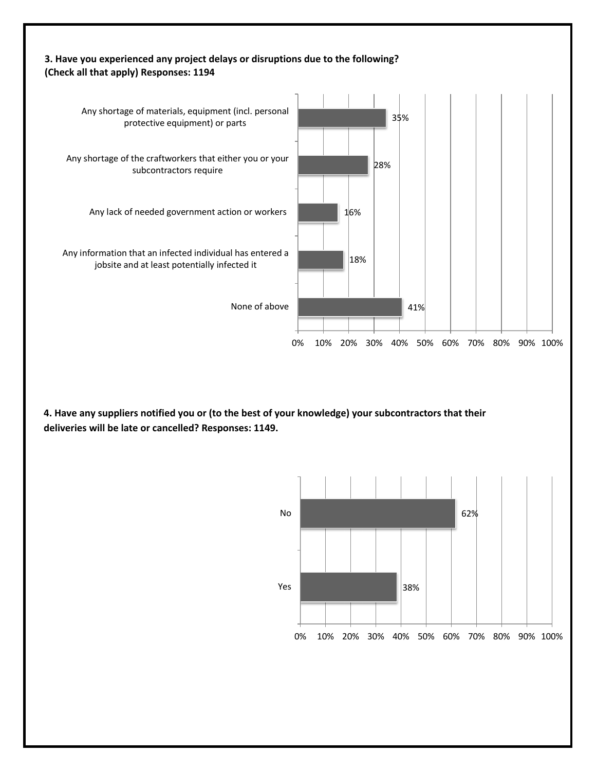**3. Have you experienced any project delays or disruptions due to the following? (Check all that apply) Responses: 1194**

| Response | Percentage |
| --- | --- |
| Any shortage of materials, equipment (incl. personal protective equipment) or parts | 35% |
| Any shortage of the craftworkers that either you or your subcontractors require | 28% |
| Any lack of needed government action or workers | 16% |
| Any information that an infected individual has entered a jobsite and at least potentially infected it | 18% |
| None of above | 41% |

**4. Have any suppliers notified you or (to the best of your knowledge) your subcontractors that their deliveries will be late or cancelled? Responses: 1149.**

| Response | Percentage |
| --- | --- |
| No | 62% |
| Yes | 38% |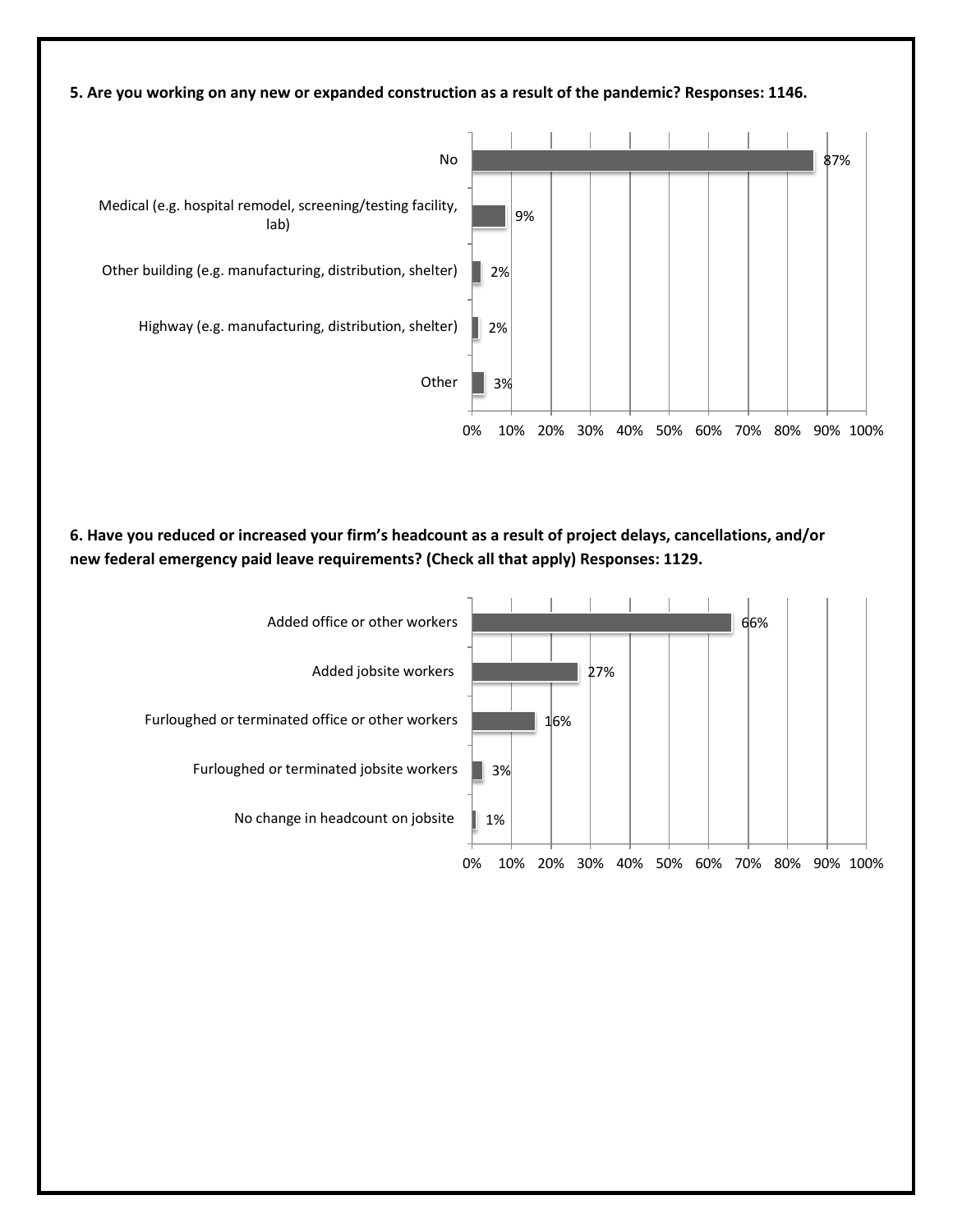**5. Are you working on any new or expanded construction as a result of the pandemic? Responses: 1146.**

| Response | Percent |
|---|---|
| No | 87% |
| Medical (e.g. hospital remodel, screening/testing facility, lab) | 9% |
| Other building (e.g. manufacturing, distribution, shelter) | 2% |
| Highway (e.g. manufacturing, distribution, shelter) | 2% |
| Other | 3% |

**6. Have you reduced or increased your firm's headcount as a result of project delays, cancellations, and/or new federal emergency paid leave requirements? (Check all that apply) Responses: 1129.**

| Response | Percent |
|---|---|
| Added office or other workers | 66% |
| Added jobsite workers | 27% |
| Furloughed or terminated office or other workers | 16% |
| Furloughed or terminated jobsite workers | 3% |
| No change in headcount on jobsite | 1% |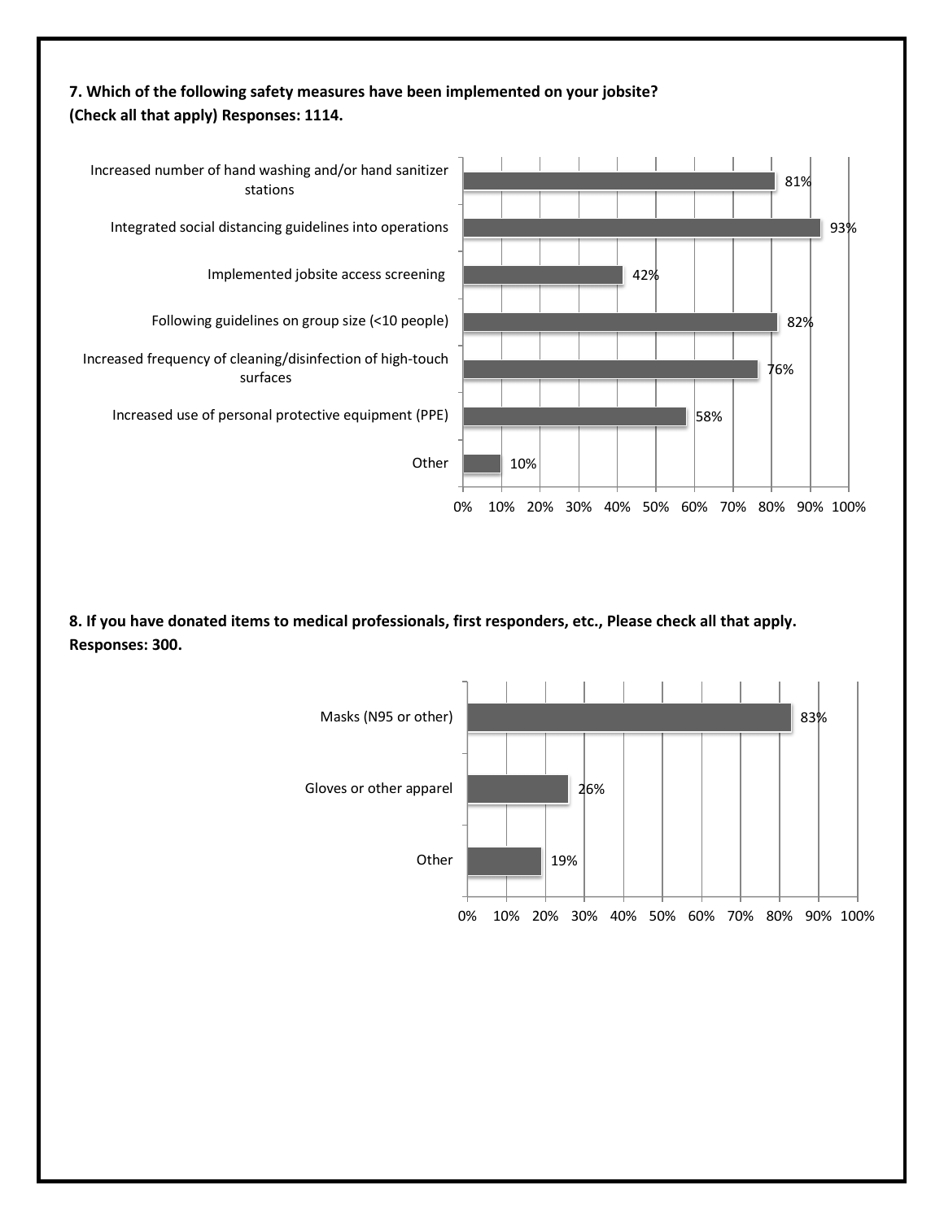**7. Which of the following safety measures have been implemented on your jobsite? (Check all that apply) Responses: 1114.**

| Safety measure | Percentage |
| --- | --- |
| Increased number of hand washing and/or hand sanitizer stations | 81% |
| Integrated social distancing guidelines into operations | 93% |
| Implemented jobsite access screening | 42% |
| Following guidelines on group size (<10 people) | 82% |
| Increased frequency of cleaning/disinfection of high-touch surfaces | 76% |
| Increased use of personal protective equipment (PPE) | 58% |
| Other | 10% |

**8. If you have donated items to medical professionals, first responders, etc., Please check all that apply. Responses: 300.**

| Item | Percentage |
| --- | --- |
| Masks (N95 or other) | 83% |
| Gloves or other apparel | 26% |
| Other | 19% |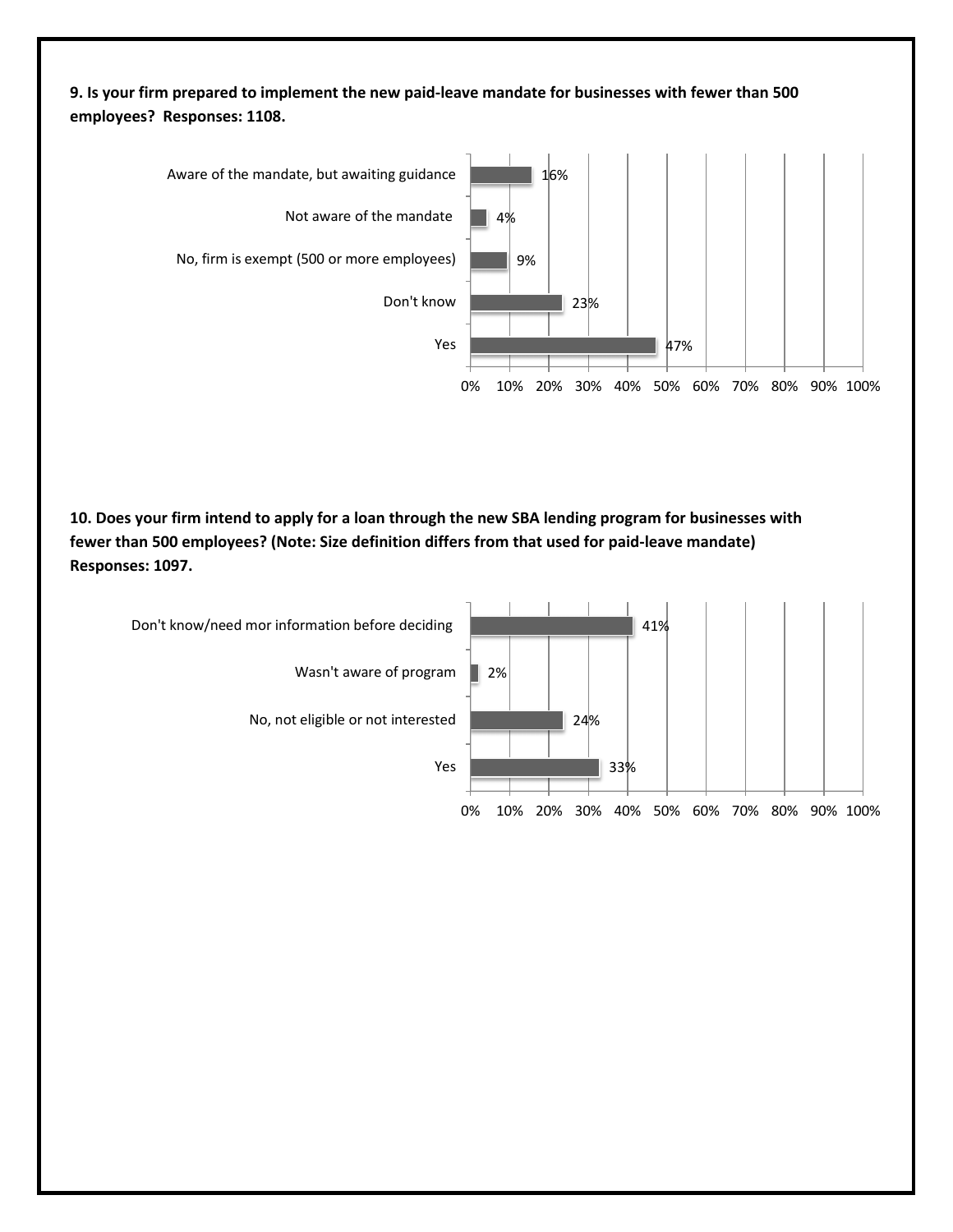**9. Is your firm prepared to implement the new paid-leave mandate for businesses with fewer than 500 employees? Responses: 1108.**

| Response | Percentage |
| --- | --- |
| Aware of the mandate, but awaiting guidance | 16% |
| Not aware of the mandate | 4% |
| No, firm is exempt (500 or more employees) | 9% |
| Don't know | 23% |
| Yes | 47% |

**10. Does your firm intend to apply for a loan through the new SBA lending program for businesses with fewer than 500 employees? (Note: Size definition differs from that used for paid-leave mandate) Responses: 1097.**

| Response | Percentage |
| --- | --- |
| Don't know/need mor information before deciding | 41% |
| Wasn't aware of program | 2% |
| No, not eligible or not interested | 24% |
| Yes | 33% |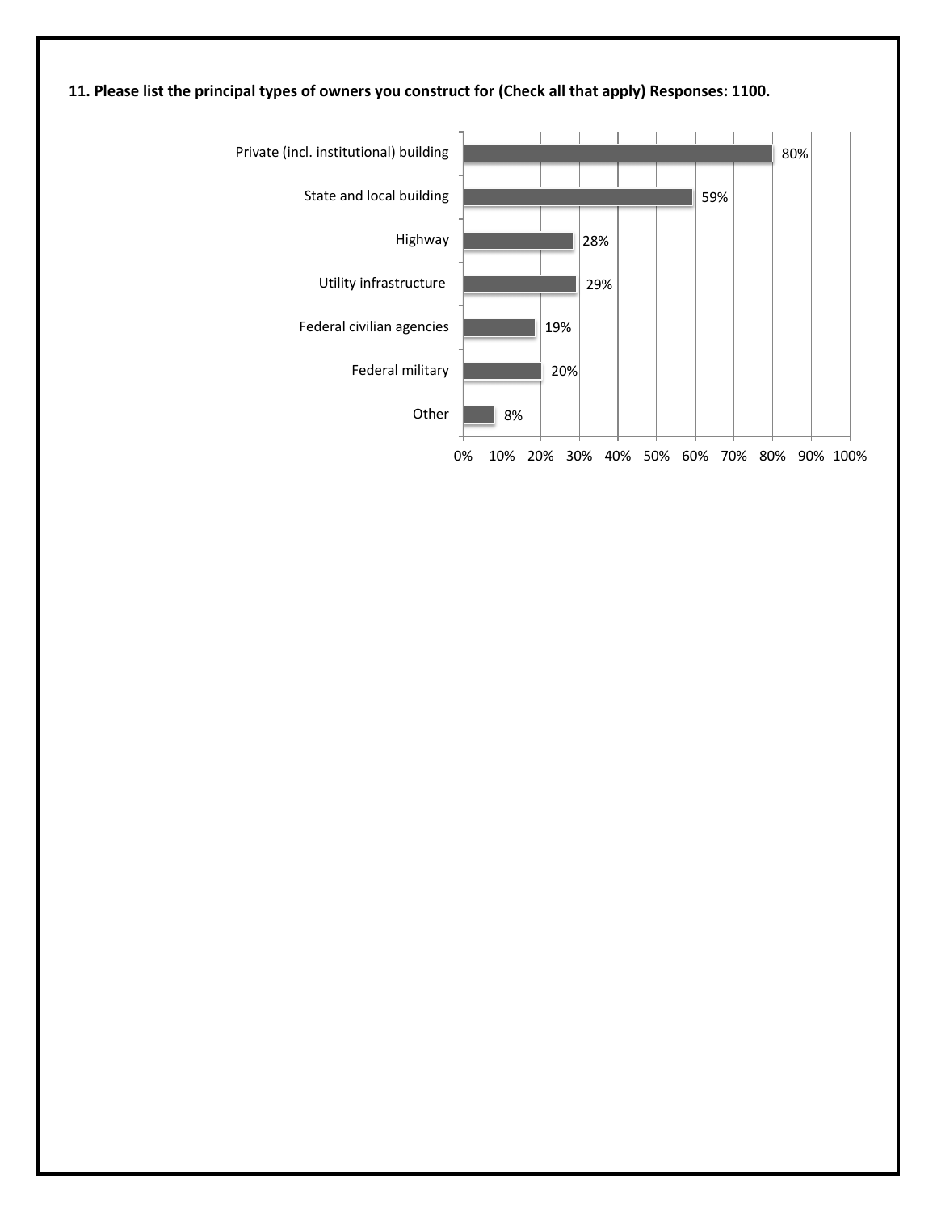**11. Please list the principal types of owners you construct for (Check all that apply) Responses: 1100.**

| Owner type | Percentage |
| --- | --- |
| Private (incl. institutional) building | 80% |
| State and local building | 59% |
| Highway | 28% |
| Utility infrastructure | 29% |
| Federal civilian agencies | 19% |
| Federal military | 20% |
| Other | 8% |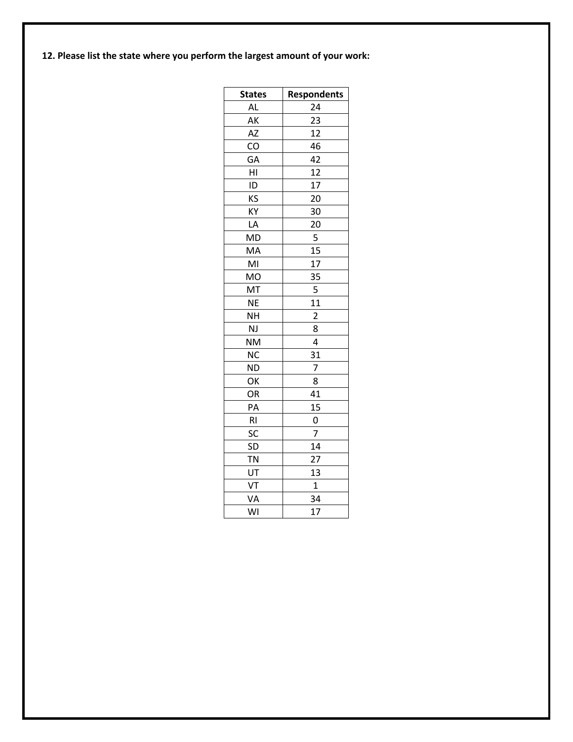**12. Please list the state where you perform the largest amount of your work:**

| States | Respondents |
|---|---|
| AL | 24 |
| AK | 23 |
| AZ | 12 |
| CO | 46 |
| GA | 42 |
| HI | 12 |
| ID | 17 |
| KS | 20 |
| KY | 30 |
| LA | 20 |
| MD | 5 |
| MA | 15 |
| MI | 17 |
| MO | 35 |
| MT | 5 |
| NE | 11 |
| NH | 2 |
| NJ | 8 |
| NM | 4 |
| NC | 31 |
| ND | 7 |
| OK | 8 |
| OR | 41 |
| PA | 15 |
| RI | 0 |
| SC | 7 |
| SD | 14 |
| TN | 27 |
| UT | 13 |
| VT | 1 |
| VA | 34 |
| WI | 17 |